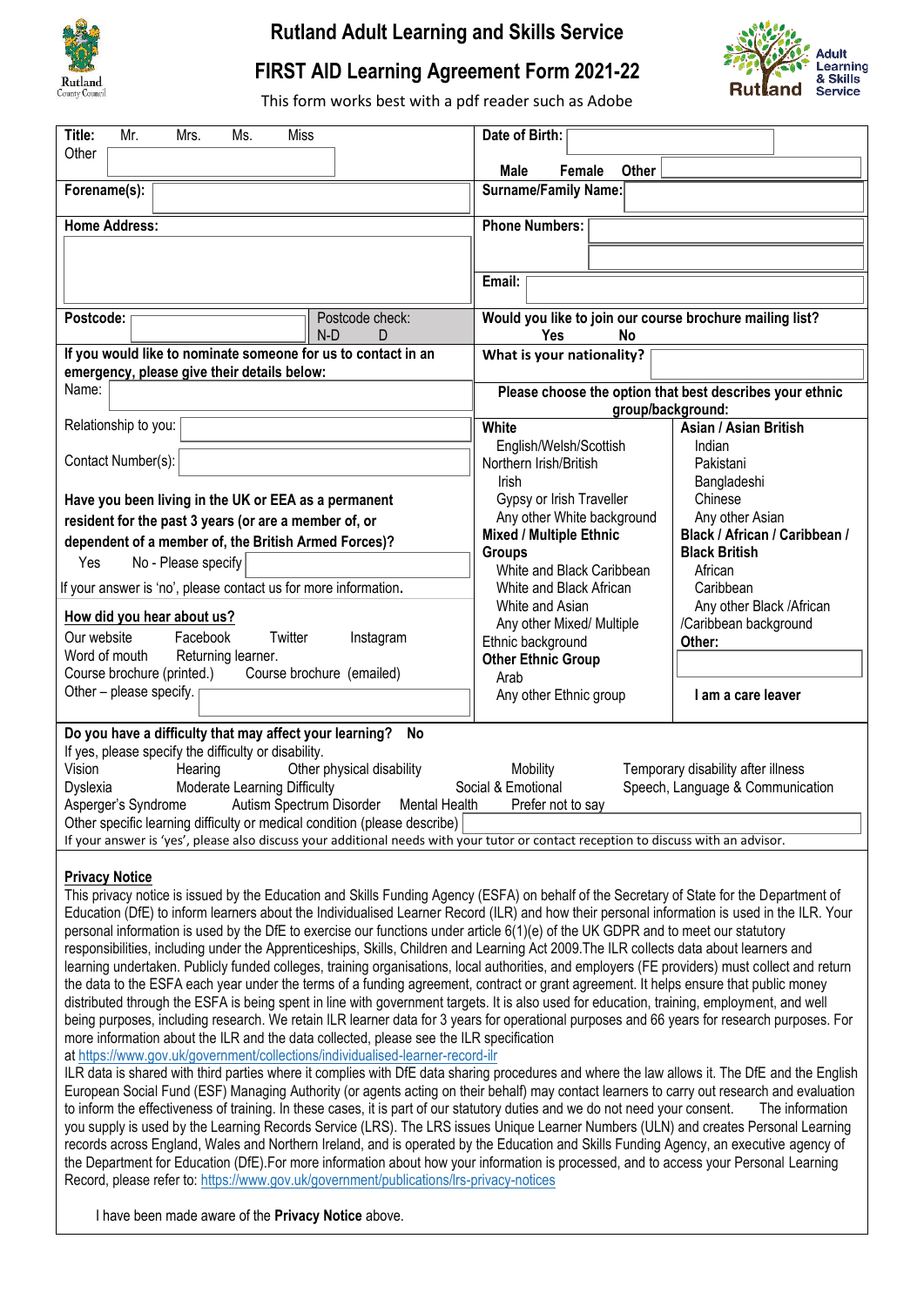# Rutland Adult Learning and Skills Service

## FIRST AID Learning Agreement Form 2021-22

This form works best with a pdf reader such as Adobe

**Title:** Mr. Mrs. Ms. Miss
Other

**Date of Birth:**

**Male** **Female** **Other**

**Forename(s):**

**Surname/Family Name:**

**Home Address:**

**Phone Numbers:**

**Email:**

**Postcode:** Postcode check: N-D D

**Would you like to join our course brochure mailing list?**
**Yes** **No**

**If you would like to nominate someone for us to contact in an emergency, please give their details below:**

Name:

Relationship to you:

Contact Number(s):

**What is your nationality?**

**Please choose the option that best describes your ethnic group/background:**

| **White** | **Asian / Asian British** |
|---|---|
| English/Welsh/Scottish Northern Irish/British | Indian |
| Irish | Pakistani |
| Gypsy or Irish Traveller | Bangladeshi |
| Any other White background | Chinese |
| **Mixed / Multiple Ethnic Groups** | Any other Asian |
| White and Black Caribbean | **Black / African / Caribbean / Black British** |
| White and Black African | African |
| White and Asian | Caribbean |
| Any other Mixed/ Multiple Ethnic background | Any other Black /African /Caribbean background |
| **Other Ethnic Group** | **Other:** |
| Arab | |
| Any other Ethnic group | **I am a care leaver** |

**Have you been living in the UK or EEA as a permanent resident for the past 3 years (or are a member of, or dependent of a member of, the British Armed Forces)?**

Yes No - Please specify

If your answer is 'no', please contact us for more information.

**How did you hear about us?**

Our website Facebook Twitter Instagram
Word of mouth Returning learner.
Course brochure (printed.) Course brochure (emailed)
Other – please specify.

**Do you have a difficulty that may affect your learning? No**

If yes, please specify the difficulty or disability.

Vision Hearing Other physical disability Mobility Temporary disability after illness
Dyslexia Moderate Learning Difficulty Social & Emotional Speech, Language & Communication
Asperger's Syndrome Autism Spectrum Disorder Mental Health Prefer not to say
Other specific learning difficulty or medical condition (please describe)

If your answer is 'yes', please also discuss your additional needs with your tutor or contact reception to discuss with an advisor.

**Privacy Notice**

This privacy notice is issued by the Education and Skills Funding Agency (ESFA) on behalf of the Secretary of State for the Department of Education (DfE) to inform learners about the Individualised Learner Record (ILR) and how their personal information is used in the ILR. Your personal information is used by the DfE to exercise our functions under article 6(1)(e) of the UK GDPR and to meet our statutory responsibilities, including under the Apprenticeships, Skills, Children and Learning Act 2009.The ILR collects data about learners and learning undertaken. Publicly funded colleges, training organisations, local authorities, and employers (FE providers) must collect and return the data to the ESFA each year under the terms of a funding agreement, contract or grant agreement. It helps ensure that public money distributed through the ESFA is being spent in line with government targets. It is also used for education, training, employment, and well being purposes, including research. We retain ILR learner data for 3 years for operational purposes and 66 years for research purposes. For more information about the ILR and the data collected, please see the ILR specification at https://www.gov.uk/government/collections/individualised-learner-record-ilr

ILR data is shared with third parties where it complies with DfE data sharing procedures and where the law allows it. The DfE and the English European Social Fund (ESF) Managing Authority (or agents acting on their behalf) may contact learners to carry out research and evaluation to inform the effectiveness of training. In these cases, it is part of our statutory duties and we do not need your consent. The information you supply is used by the Learning Records Service (LRS). The LRS issues Unique Learner Numbers (ULN) and creates Personal Learning records across England, Wales and Northern Ireland, and is operated by the Education and Skills Funding Agency, an executive agency of the Department for Education (DfE).For more information about how your information is processed, and to access your Personal Learning Record, please refer to: https://www.gov.uk/government/publications/lrs-privacy-notices

I have been made aware of the **Privacy Notice** above.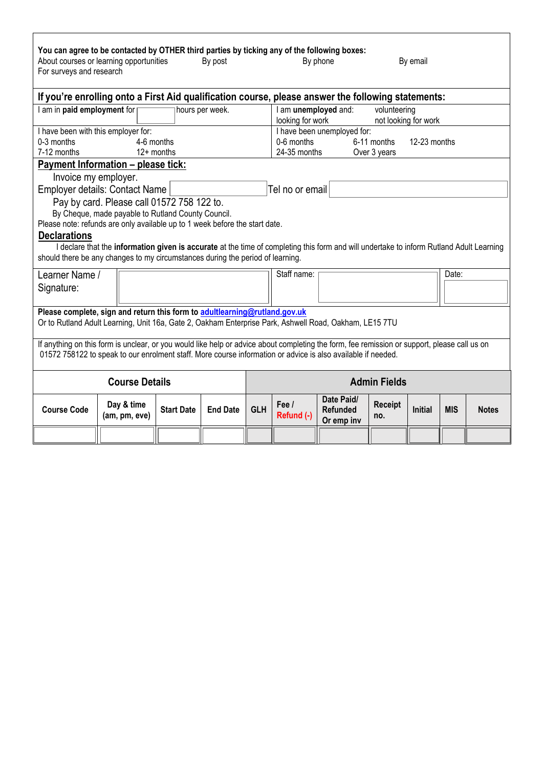**You can agree to be contacted by OTHER third parties by ticking any of the following boxes:**

About courses or learning opportunities By post By phone By email

For surveys and research

## If you're enrolling onto a First Aid qualification course, please answer the following statements:

| | |
|---|---|
| I am in **paid employment** for [ ] hours per week. | I am **unemployed** and: volunteering / looking for work / not looking for work |
| I have been with this employer for: 0-3 months / 4-6 months / 7-12 months / 12+ months | I have been unemployed for: 0-6 months / 6-11 months / 12-23 months / 24-35 months / Over 3 years |

**Payment Information – please tick:**

Invoice my employer.

Employer details: Contact Name [ ] Tel no or email [ ]

Pay by card. Please call 01572 758 122 to.

By Cheque, made payable to Rutland County Council.

Please note: refunds are only available up to 1 week before the start date.

**Declarations**

I declare that the **information given is accurate** at the time of completing this form and will undertake to inform Rutland Adult Learning should there be any changes to my circumstances during the period of learning.

| | | | | | |
|---|---|---|---|---|---|
| Learner Name / Signature: | | Staff name: | | Date: | |

**Please complete, sign and return this form to adultlearning@rutland.gov.uk**

Or to Rutland Adult Learning, Unit 16a, Gate 2, Oakham Enterprise Park, Ashwell Road, Oakham, LE15 7TU

If anything on this form is unclear, or you would like help or advice about completing the form, fee remission or support, please call us on 01572 758122 to speak to our enrolment staff. More course information or advice is also available if needed.

| Course Details | | | | Admin Fields | | | | | | |
|---|---|---|---|---|---|---|---|---|---|---|
| Course Code | Day & time (am, pm, eve) | Start Date | End Date | GLH | Fee / Refund (-) | Date Paid/ Refunded Or emp inv | Receipt no. | Initial | MIS | Notes |
| | | | | | | | | | | |